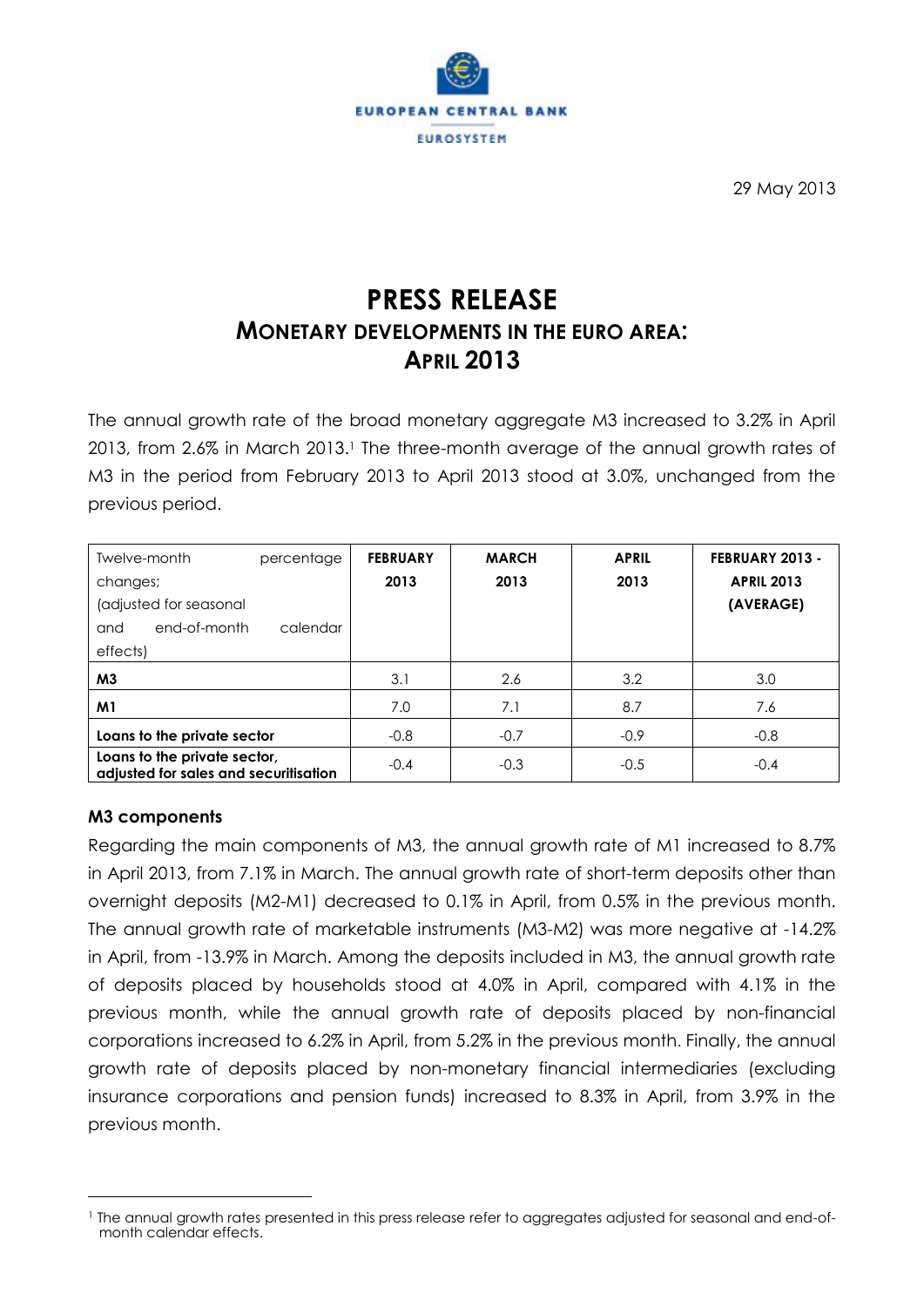29 May 2013

# PRESS RELEASE
## MONETARY DEVELOPMENTS IN THE EURO AREA: APRIL 2013

The annual growth rate of the broad monetary aggregate M3 increased to 3.2% in April 2013, from 2.6% in March 2013.[1] The three-month average of the annual growth rates of M3 in the period from February 2013 to April 2013 stood at 3.0%, unchanged from the previous period.

| Twelve-month percentage changes; (adjusted for seasonal and end-of-month calendar effects) | FEBRUARY 2013 | MARCH 2013 | APRIL 2013 | FEBRUARY 2013 - APRIL 2013 (AVERAGE) |
|---|---|---|---|---|
| **M3** | 3.1 | 2.6 | 3.2 | 3.0 |
| **M1** | 7.0 | 7.1 | 8.7 | 7.6 |
| **Loans to the private sector** | -0.8 | -0.7 | -0.9 | -0.8 |
| **Loans to the private sector, adjusted for sales and securitisation** | -0.4 | -0.3 | -0.5 | -0.4 |

### M3 components

Regarding the main components of M3, the annual growth rate of M1 increased to 8.7% in April 2013, from 7.1% in March. The annual growth rate of short-term deposits other than overnight deposits (M2-M1) decreased to 0.1% in April, from 0.5% in the previous month. The annual growth rate of marketable instruments (M3-M2) was more negative at -14.2% in April, from -13.9% in March. Among the deposits included in M3, the annual growth rate of deposits placed by households stood at 4.0% in April, compared with 4.1% in the previous month, while the annual growth rate of deposits placed by non-financial corporations increased to 6.2% in April, from 5.2% in the previous month. Finally, the annual growth rate of deposits placed by non-monetary financial intermediaries (excluding insurance corporations and pension funds) increased to 8.3% in April, from 3.9% in the previous month.

[1] The annual growth rates presented in this press release refer to aggregates adjusted for seasonal and end-of-month calendar effects.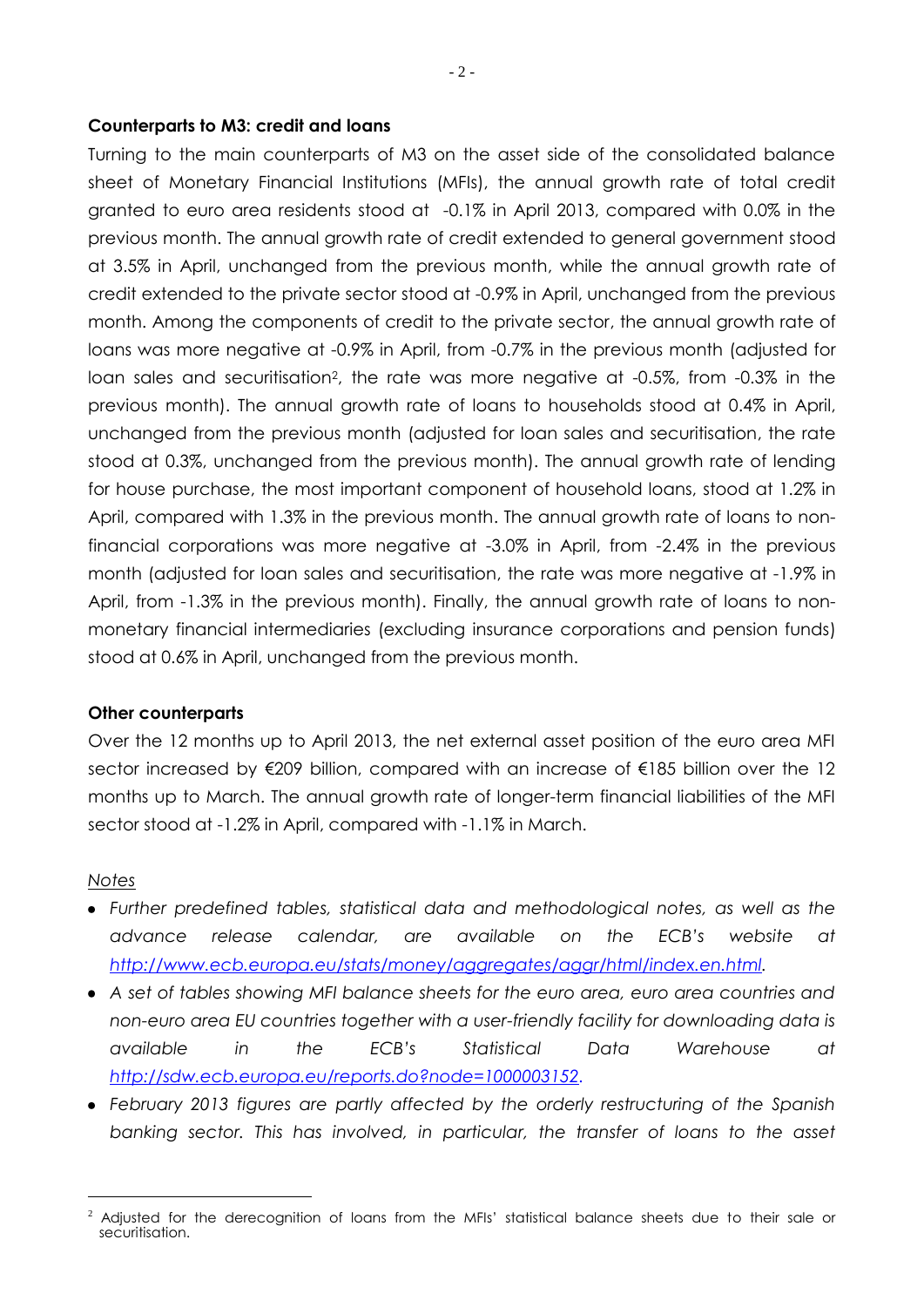**Counterparts to M3: credit and loans**

Turning to the main counterparts of M3 on the asset side of the consolidated balance sheet of Monetary Financial Institutions (MFIs), the annual growth rate of total credit granted to euro area residents stood at -0.1% in April 2013, compared with 0.0% in the previous month. The annual growth rate of credit extended to general government stood at 3.5% in April, unchanged from the previous month, while the annual growth rate of credit extended to the private sector stood at -0.9% in April, unchanged from the previous month. Among the components of credit to the private sector, the annual growth rate of loans was more negative at -0.9% in April, from -0.7% in the previous month (adjusted for loan sales and securitisation[2], the rate was more negative at -0.5%, from -0.3% in the previous month). The annual growth rate of loans to households stood at 0.4% in April, unchanged from the previous month (adjusted for loan sales and securitisation, the rate stood at 0.3%, unchanged from the previous month). The annual growth rate of lending for house purchase, the most important component of household loans, stood at 1.2% in April, compared with 1.3% in the previous month. The annual growth rate of loans to non-financial corporations was more negative at -3.0% in April, from -2.4% in the previous month (adjusted for loan sales and securitisation, the rate was more negative at -1.9% in April, from -1.3% in the previous month). Finally, the annual growth rate of loans to non-monetary financial intermediaries (excluding insurance corporations and pension funds) stood at 0.6% in April, unchanged from the previous month.

**Other counterparts**

Over the 12 months up to April 2013, the net external asset position of the euro area MFI sector increased by €209 billion, compared with an increase of €185 billion over the 12 months up to March. The annual growth rate of longer-term financial liabilities of the MFI sector stood at -1.2% in April, compared with -1.1% in March.

*Notes*

- *Further predefined tables, statistical data and methodological notes, as well as the advance release calendar, are available on the ECB's website at http://www.ecb.europa.eu/stats/money/aggregates/aggr/html/index.en.html.*
- *A set of tables showing MFI balance sheets for the euro area, euro area countries and non-euro area EU countries together with a user-friendly facility for downloading data is available in the ECB's Statistical Data Warehouse at http://sdw.ecb.europa.eu/reports.do?node=1000003152.*
- *February 2013 figures are partly affected by the orderly restructuring of the Spanish banking sector. This has involved, in particular, the transfer of loans to the asset*

[2] Adjusted for the derecognition of loans from the MFIs' statistical balance sheets due to their sale or securitisation.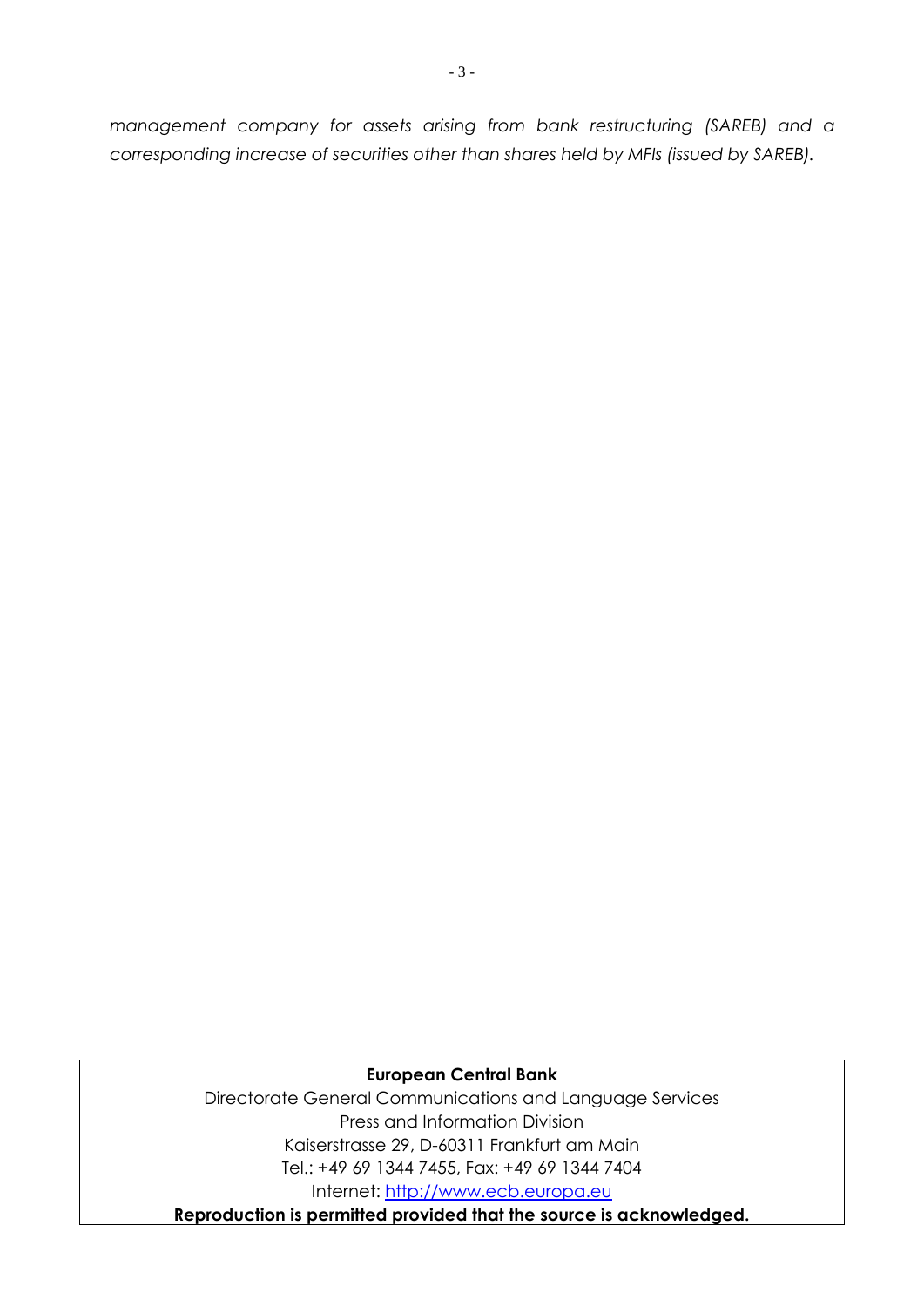*management company for assets arising from bank restructuring (SAREB) and a corresponding increase of securities other than shares held by MFIs (issued by SAREB).*

**European Central Bank**

Directorate General Communications and Language Services

Press and Information Division

Kaiserstrasse 29, D-60311 Frankfurt am Main

Tel.: +49 69 1344 7455, Fax: +49 69 1344 7404

Internet: [http://www.ecb.europa.eu](http://www.ecb.europa.eu)

**Reproduction is permitted provided that the source is acknowledged.**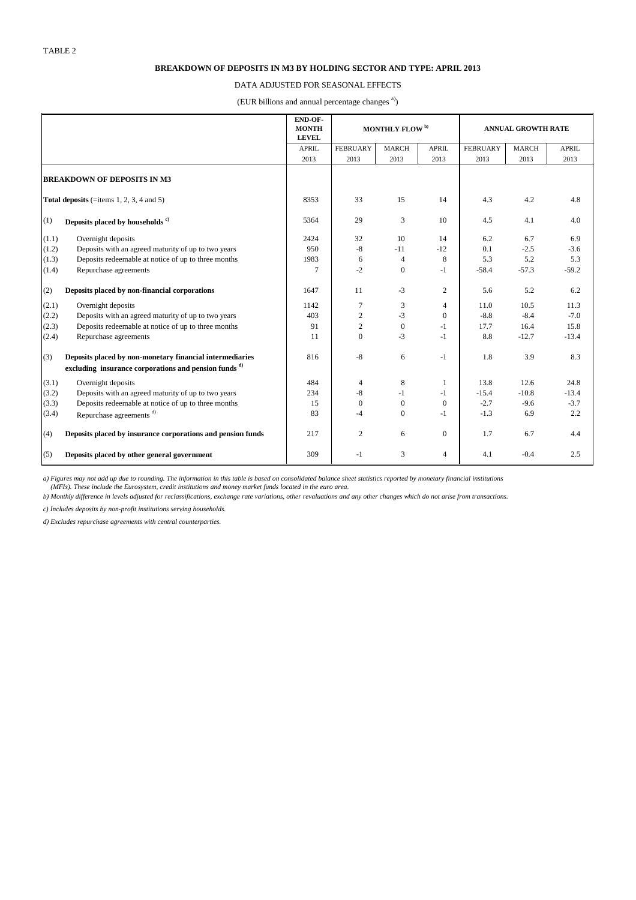TABLE 2

**BREAKDOWN OF DEPOSITS IN M3 BY HOLDING SECTOR AND TYPE: APRIL 2013**

DATA ADJUSTED FOR SEASONAL EFFECTS

(EUR billions and annual percentage changes [a])

| | | END-OF-MONTH LEVEL | MONTHLY FLOW [b] | | | ANNUAL GROWTH RATE | | |
|---|---|---|---|---|---|---|---|---|
| | | APRIL 2013 | FEBRUARY 2013 | MARCH 2013 | APRIL 2013 | FEBRUARY 2013 | MARCH 2013 | APRIL 2013 |
| | **BREAKDOWN OF DEPOSITS IN M3** | | | | | | | |
| | **Total deposits** (=items 1, 2, 3, 4 and 5) | 8353 | 33 | 15 | 14 | 4.3 | 4.2 | 4.8 |
| (1) | **Deposits placed by households** [c] | 5364 | 29 | 3 | 10 | 4.5 | 4.1 | 4.0 |
| (1.1) | Overnight deposits | 2424 | 32 | 10 | 14 | 6.2 | 6.7 | 6.9 |
| (1.2) | Deposits with an agreed maturity of up to two years | 950 | -8 | -11 | -12 | 0.1 | -2.5 | -3.6 |
| (1.3) | Deposits redeemable at notice of up to three months | 1983 | 6 | 4 | 8 | 5.3 | 5.2 | 5.3 |
| (1.4) | Repurchase agreements | 7 | -2 | 0 | -1 | -58.4 | -57.3 | -59.2 |
| (2) | **Deposits placed by non-financial corporations** | 1647 | 11 | -3 | 2 | 5.6 | 5.2 | 6.2 |
| (2.1) | Overnight deposits | 1142 | 7 | 3 | 4 | 11.0 | 10.5 | 11.3 |
| (2.2) | Deposits with an agreed maturity of up to two years | 403 | 2 | -3 | 0 | -8.8 | -8.4 | -7.0 |
| (2.3) | Deposits redeemable at notice of up to three months | 91 | 2 | 0 | -1 | 17.7 | 16.4 | 15.8 |
| (2.4) | Repurchase agreements | 11 | 0 | -3 | -1 | 8.8 | -12.7 | -13.4 |
| (3) | **Deposits placed by non-monetary financial intermediaries excluding insurance corporations and pension funds** [d] | 816 | -8 | 6 | -1 | 1.8 | 3.9 | 8.3 |
| (3.1) | Overnight deposits | 484 | 4 | 8 | 1 | 13.8 | 12.6 | 24.8 |
| (3.2) | Deposits with an agreed maturity of up to two years | 234 | -8 | -1 | -1 | -15.4 | -10.8 | -13.4 |
| (3.3) | Deposits redeemable at notice of up to three months | 15 | 0 | 0 | 0 | -2.7 | -9.6 | -3.7 |
| (3.4) | Repurchase agreements [d] | 83 | -4 | 0 | -1 | -1.3 | 6.9 | 2.2 |
| (4) | **Deposits placed by insurance corporations and pension funds** | 217 | 2 | 6 | 0 | 1.7 | 6.7 | 4.4 |
| (5) | **Deposits placed by other general government** | 309 | -1 | 3 | 4 | 4.1 | -0.4 | 2.5 |

*a) Figures may not add up due to rounding. The information in this table is based on consolidated balance sheet statistics reported by monetary financial institutions (MFIs). These include the Eurosystem, credit institutions and money market funds located in the euro area.*

*b) Monthly difference in levels adjusted for reclassifications, exchange rate variations, other revaluations and any other changes which do not arise from transactions.*

*c) Includes deposits by non-profit institutions serving households.*

*d) Excludes repurchase agreements with central counterparties.*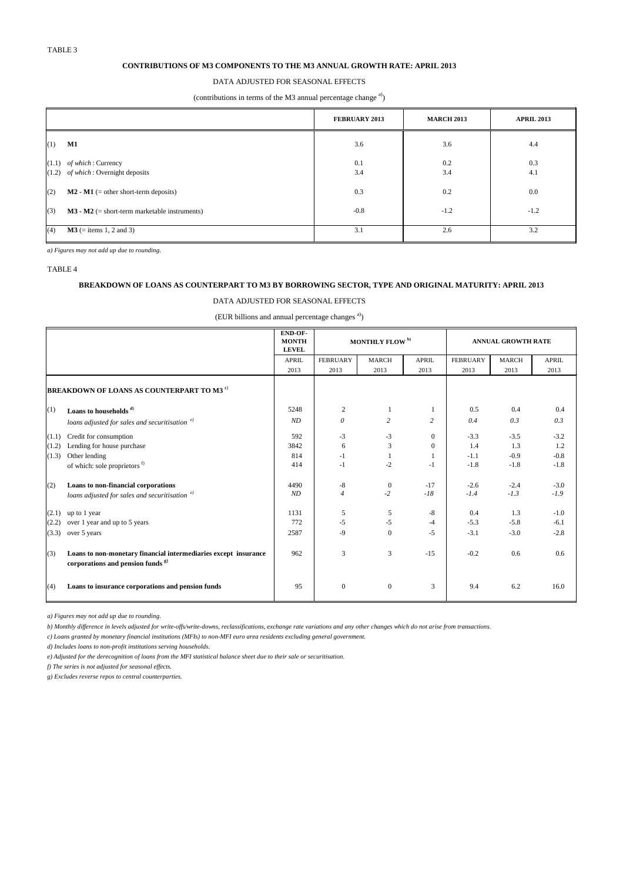TABLE 3

**CONTRIBUTIONS OF M3 COMPONENTS TO THE M3 ANNUAL GROWTH RATE: APRIL 2013**

DATA ADJUSTED FOR SEASONAL EFFECTS

(contributions in terms of the M3 annual percentage change [a)])

| | | FEBRUARY 2013 | MARCH 2013 | APRIL 2013 |
|---|---|---|---|---|
| (1) | **M1** | 3.6 | 3.6 | 4.4 |
| (1.1) | *of which* : Currency | 0.1 | 0.2 | 0.3 |
| (1.2) | *of which* : Overnight deposits | 3.4 | 3.4 | 4.1 |
| (2) | **M2 - M1** (= other short-term deposits) | 0.3 | 0.2 | 0.0 |
| (3) | **M3 - M2** (= short-term marketable instruments) | -0.8 | -1.2 | -1.2 |
| (4) | **M3** (= items 1, 2 and 3) | 3.1 | 2.6 | 3.2 |

*a) Figures may not add up due to rounding.*

TABLE 4

**BREAKDOWN OF LOANS AS COUNTERPART TO M3 BY BORROWING SECTOR, TYPE AND ORIGINAL MATURITY: APRIL 2013**

DATA ADJUSTED FOR SEASONAL EFFECTS

(EUR billions and annual percentage changes [a)])

| | | END-OF-MONTH LEVEL | MONTHLY FLOW [b)] | | | ANNUAL GROWTH RATE | | |
|---|---|---|---|---|---|---|---|---|
| | | APRIL 2013 | FEBRUARY 2013 | MARCH 2013 | APRIL 2013 | FEBRUARY 2013 | MARCH 2013 | APRIL 2013 |
| **BREAKDOWN OF LOANS AS COUNTERPART TO M3 [c)]** | | | | | | | | |
| (1) | **Loans to households [d)]** | 5248 | 2 | 1 | 1 | 0.5 | 0.4 | 0.4 |
| | *loans adjusted for sales and securitisation [e)]* | *ND* | *0* | *2* | *2* | *0.4* | *0.3* | *0.3* |
| (1.1) | Credit for consumption | 592 | -3 | -3 | 0 | -3.3 | -3.5 | -3.2 |
| (1.2) | Lending for house purchase | 3842 | 6 | 3 | 0 | 1.4 | 1.3 | 1.2 |
| (1.3) | Other lending | 814 | -1 | 1 | 1 | -1.1 | -0.9 | -0.8 |
| | of which: sole proprietors [f)] | 414 | -1 | -2 | -1 | -1.8 | -1.8 | -1.8 |
| (2) | **Loans to non-financial corporations** | 4490 | -8 | 0 | -17 | -2.6 | -2.4 | -3.0 |
| | *loans adjusted for sales and securitisation [e)]* | *ND* | *4* | *-2* | *-18* | *-1.4* | *-1.3* | *-1.9* |
| (2.1) | up to 1 year | 1131 | 5 | 5 | -8 | 0.4 | 1.3 | -1.0 |
| (2.2) | over 1 year and up to 5 years | 772 | -5 | -5 | -4 | -5.3 | -5.8 | -6.1 |
| (3.3) | over 5 years | 2587 | -9 | 0 | -5 | -3.1 | -3.0 | -2.8 |
| (3) | **Loans to non-monetary financial intermediaries except insurance corporations and pension funds [g)]** | 962 | 3 | 3 | -15 | -0.2 | 0.6 | 0.6 |
| (4) | **Loans to insurance corporations and pension funds** | 95 | 0 | 0 | 3 | 9.4 | 6.2 | 16.0 |

*a) Figures may not add up due to rounding.*

*b) Monthly difference in levels adjusted for write-offs/write-downs, reclassifications, exchange rate variations and any other changes which do not arise from transactions.*

*c) Loans granted by monetary financial institutions (MFIs) to non-MFI euro area residents excluding general government.*

*d) Includes loans to non-profit institutions serving households.*

*e) Adjusted for the derecognition of loans from the MFI statistical balance sheet due to their sale or securitisation.*

*f) The series is not adjusted for seasonal effects.*

*g) Excludes reverse repos to central counterparties.*